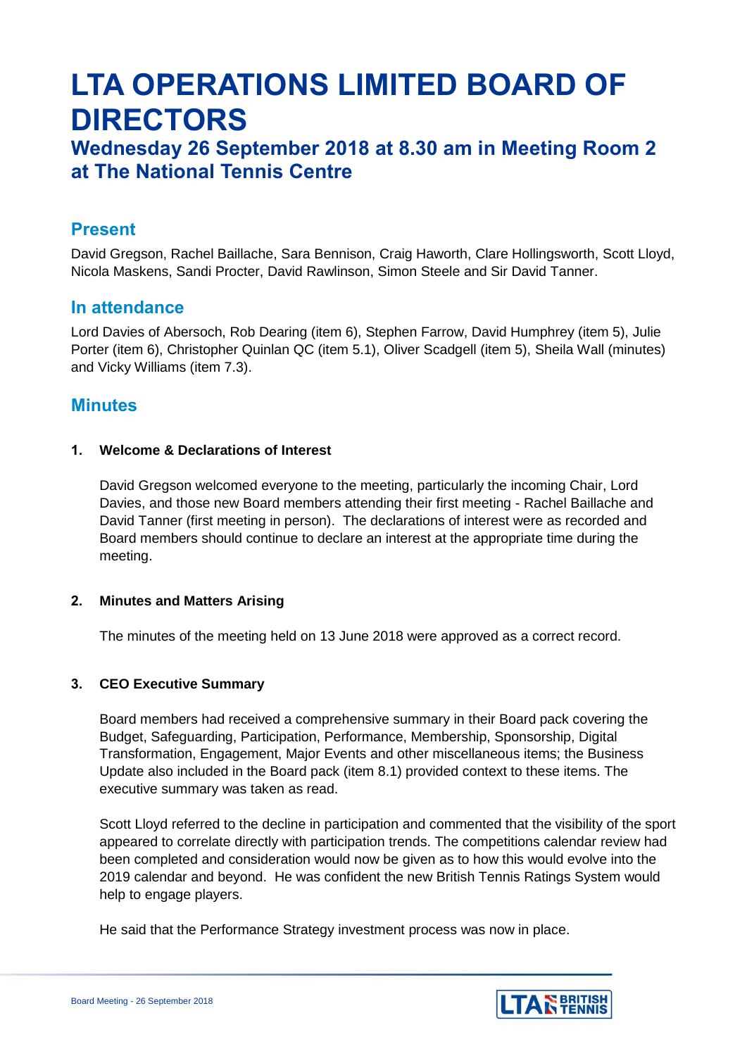# LTA OPERATIONS LIMITED BOARD OF DIRECTORS

## Wednesday 26 September 2018 at 8.30 am in Meeting Room 2 at The National Tennis Centre

### Present

David Gregson, Rachel Baillache, Sara Bennison, Craig Haworth, Clare Hollingsworth, Scott Lloyd, Nicola Maskens, Sandi Procter, David Rawlinson, Simon Steele and Sir David Tanner.

### In attendance

Lord Davies of Abersoch, Rob Dearing (item 6), Stephen Farrow, David Humphrey (item 5), Julie Porter (item 6), Christopher Quinlan QC (item 5.1), Oliver Scadgell (item 5), Sheila Wall (minutes) and Vicky Williams (item 7.3).

### Minutes

**1. Welcome & Declarations of Interest**

David Gregson welcomed everyone to the meeting, particularly the incoming Chair, Lord Davies, and those new Board members attending their first meeting - Rachel Baillache and David Tanner (first meeting in person). The declarations of interest were as recorded and Board members should continue to declare an interest at the appropriate time during the meeting.

**2. Minutes and Matters Arising**

The minutes of the meeting held on 13 June 2018 were approved as a correct record.

**3. CEO Executive Summary**

Board members had received a comprehensive summary in their Board pack covering the Budget, Safeguarding, Participation, Performance, Membership, Sponsorship, Digital Transformation, Engagement, Major Events and other miscellaneous items; the Business Update also included in the Board pack (item 8.1) provided context to these items. The executive summary was taken as read.

Scott Lloyd referred to the decline in participation and commented that the visibility of the sport appeared to correlate directly with participation trends. The competitions calendar review had been completed and consideration would now be given as to how this would evolve into the 2019 calendar and beyond. He was confident the new British Tennis Ratings System would help to engage players.

He said that the Performance Strategy investment process was now in place.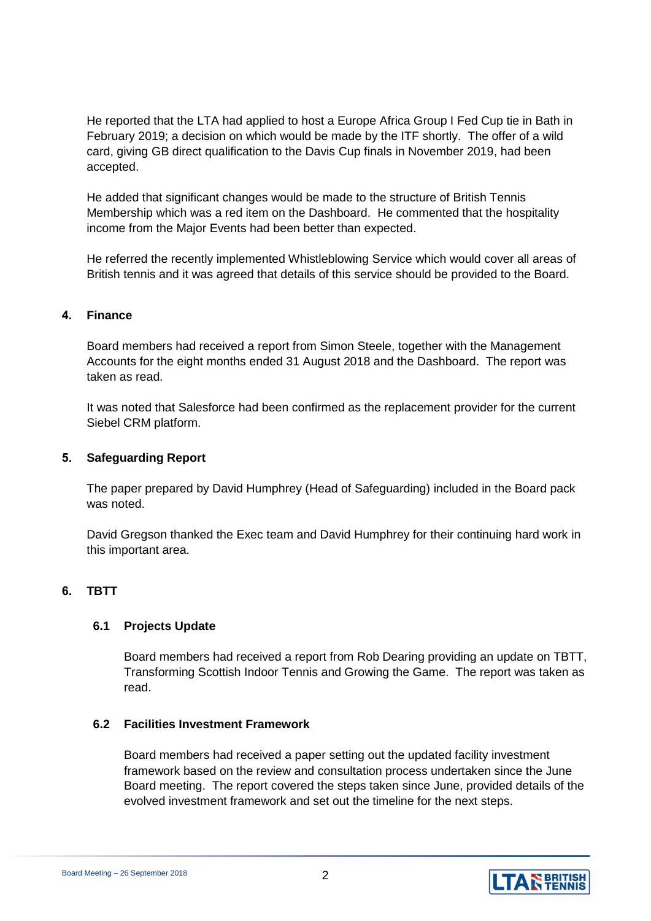He reported that the LTA had applied to host a Europe Africa Group I Fed Cup tie in Bath in February 2019; a decision on which would be made by the ITF shortly. The offer of a wild card, giving GB direct qualification to the Davis Cup finals in November 2019, had been accepted.

He added that significant changes would be made to the structure of British Tennis Membership which was a red item on the Dashboard. He commented that the hospitality income from the Major Events had been better than expected.

He referred the recently implemented Whistleblowing Service which would cover all areas of British tennis and it was agreed that details of this service should be provided to the Board.

## 4. Finance

Board members had received a report from Simon Steele, together with the Management Accounts for the eight months ended 31 August 2018 and the Dashboard. The report was taken as read.

It was noted that Salesforce had been confirmed as the replacement provider for the current Siebel CRM platform.

## 5. Safeguarding Report

The paper prepared by David Humphrey (Head of Safeguarding) included in the Board pack was noted.

David Gregson thanked the Exec team and David Humphrey for their continuing hard work in this important area.

## 6. TBTT

### 6.1 Projects Update

Board members had received a report from Rob Dearing providing an update on TBTT, Transforming Scottish Indoor Tennis and Growing the Game. The report was taken as read.

### 6.2 Facilities Investment Framework

Board members had received a paper setting out the updated facility investment framework based on the review and consultation process undertaken since the June Board meeting. The report covered the steps taken since June, provided details of the evolved investment framework and set out the timeline for the next steps.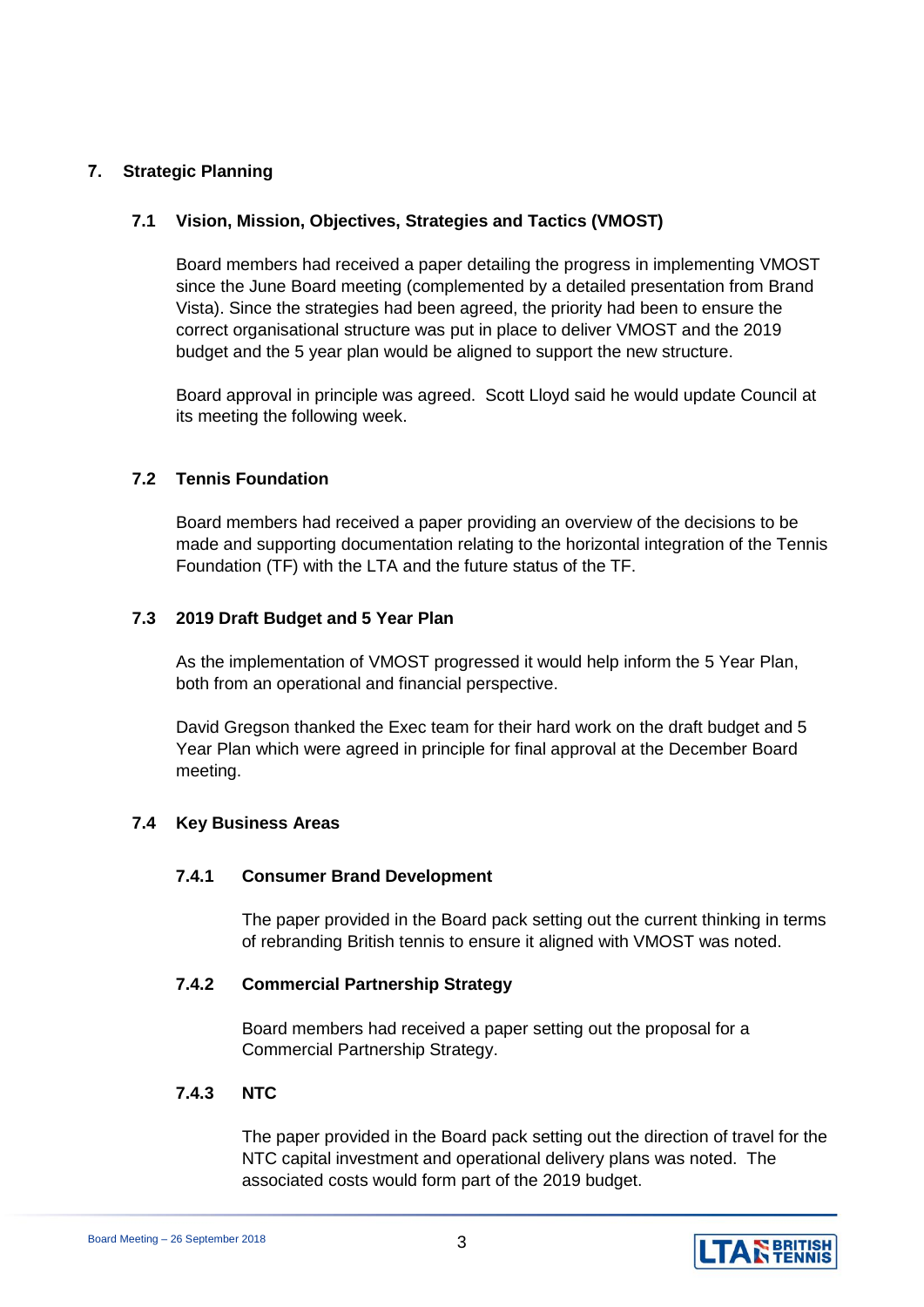## 7. Strategic Planning

### 7.1 Vision, Mission, Objectives, Strategies and Tactics (VMOST)

Board members had received a paper detailing the progress in implementing VMOST since the June Board meeting (complemented by a detailed presentation from Brand Vista). Since the strategies had been agreed, the priority had been to ensure the correct organisational structure was put in place to deliver VMOST and the 2019 budget and the 5 year plan would be aligned to support the new structure.

Board approval in principle was agreed. Scott Lloyd said he would update Council at its meeting the following week.

### 7.2 Tennis Foundation

Board members had received a paper providing an overview of the decisions to be made and supporting documentation relating to the horizontal integration of the Tennis Foundation (TF) with the LTA and the future status of the TF.

### 7.3 2019 Draft Budget and 5 Year Plan

As the implementation of VMOST progressed it would help inform the 5 Year Plan, both from an operational and financial perspective.

David Gregson thanked the Exec team for their hard work on the draft budget and 5 Year Plan which were agreed in principle for final approval at the December Board meeting.

### 7.4 Key Business Areas

#### 7.4.1 Consumer Brand Development

The paper provided in the Board pack setting out the current thinking in terms of rebranding British tennis to ensure it aligned with VMOST was noted.

#### 7.4.2 Commercial Partnership Strategy

Board members had received a paper setting out the proposal for a Commercial Partnership Strategy.

#### 7.4.3 NTC

The paper provided in the Board pack setting out the direction of travel for the NTC capital investment and operational delivery plans was noted. The associated costs would form part of the 2019 budget.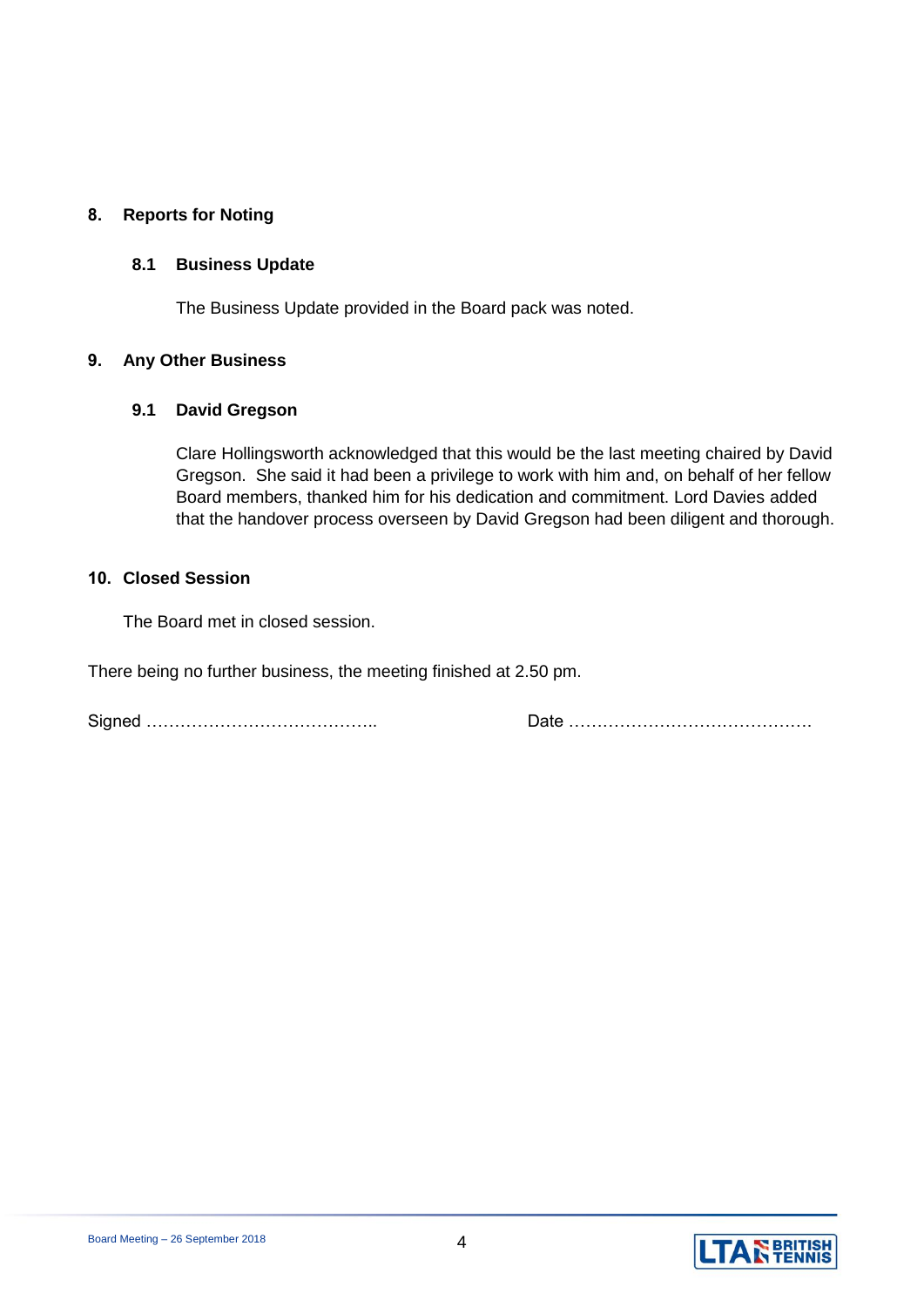## 8. Reports for Noting

### 8.1 Business Update

The Business Update provided in the Board pack was noted.

## 9. Any Other Business

### 9.1 David Gregson

Clare Hollingsworth acknowledged that this would be the last meeting chaired by David Gregson. She said it had been a privilege to work with him and, on behalf of her fellow Board members, thanked him for his dedication and commitment. Lord Davies added that the handover process overseen by David Gregson had been diligent and thorough.

## 10. Closed Session

The Board met in closed session.

There being no further business, the meeting finished at 2.50 pm.

Signed ………………………………….. Date ……………………………………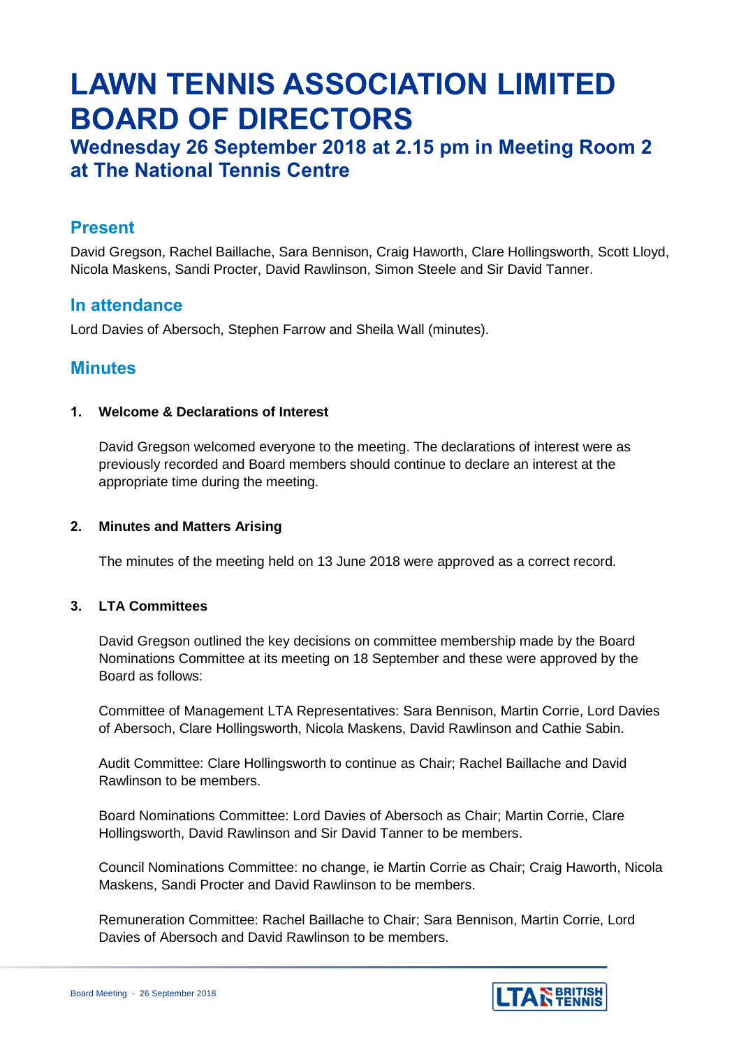# LAWN TENNIS ASSOCIATION LIMITED BOARD OF DIRECTORS

## Wednesday 26 September 2018 at 2.15 pm in Meeting Room 2 at The National Tennis Centre

### Present

David Gregson, Rachel Baillache, Sara Bennison, Craig Haworth, Clare Hollingsworth, Scott Lloyd, Nicola Maskens, Sandi Procter, David Rawlinson, Simon Steele and Sir David Tanner.

### In attendance

Lord Davies of Abersoch, Stephen Farrow and Sheila Wall (minutes).

### Minutes

**1. Welcome & Declarations of Interest**

David Gregson welcomed everyone to the meeting. The declarations of interest were as previously recorded and Board members should continue to declare an interest at the appropriate time during the meeting.

**2. Minutes and Matters Arising**

The minutes of the meeting held on 13 June 2018 were approved as a correct record.

**3. LTA Committees**

David Gregson outlined the key decisions on committee membership made by the Board Nominations Committee at its meeting on 18 September and these were approved by the Board as follows:

Committee of Management LTA Representatives: Sara Bennison, Martin Corrie, Lord Davies of Abersoch, Clare Hollingsworth, Nicola Maskens, David Rawlinson and Cathie Sabin.

Audit Committee: Clare Hollingsworth to continue as Chair; Rachel Baillache and David Rawlinson to be members.

Board Nominations Committee: Lord Davies of Abersoch as Chair; Martin Corrie, Clare Hollingsworth, David Rawlinson and Sir David Tanner to be members.

Council Nominations Committee: no change, ie Martin Corrie as Chair; Craig Haworth, Nicola Maskens, Sandi Procter and David Rawlinson to be members.

Remuneration Committee: Rachel Baillache to Chair; Sara Bennison, Martin Corrie, Lord Davies of Abersoch and David Rawlinson to be members.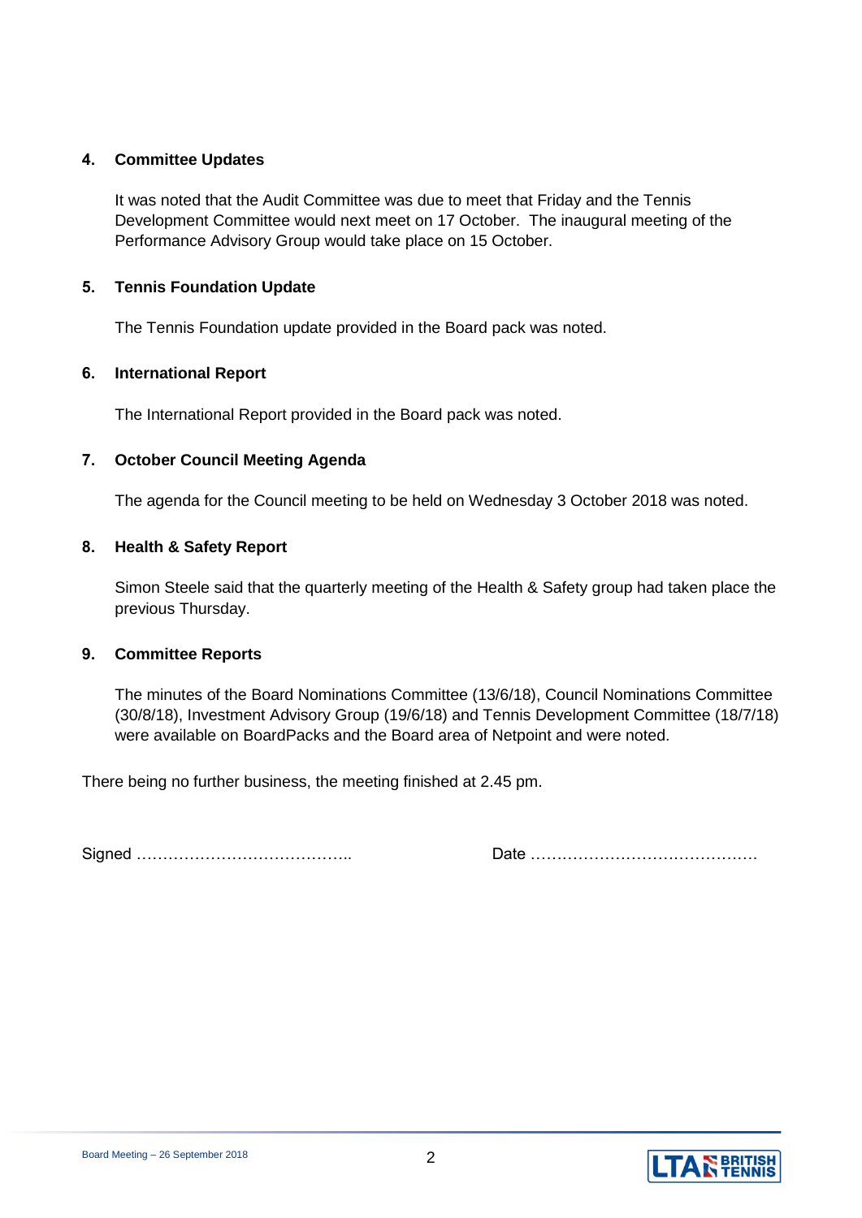## 4. Committee Updates

It was noted that the Audit Committee was due to meet that Friday and the Tennis Development Committee would next meet on 17 October. The inaugural meeting of the Performance Advisory Group would take place on 15 October.

## 5. Tennis Foundation Update

The Tennis Foundation update provided in the Board pack was noted.

## 6. International Report

The International Report provided in the Board pack was noted.

## 7. October Council Meeting Agenda

The agenda for the Council meeting to be held on Wednesday 3 October 2018 was noted.

## 8. Health & Safety Report

Simon Steele said that the quarterly meeting of the Health & Safety group had taken place the previous Thursday.

## 9. Committee Reports

The minutes of the Board Nominations Committee (13/6/18), Council Nominations Committee (30/8/18), Investment Advisory Group (19/6/18) and Tennis Development Committee (18/7/18) were available on BoardPacks and the Board area of Netpoint and were noted.

There being no further business, the meeting finished at 2.45 pm.

Signed …………………………………..                    Date ……………………………………